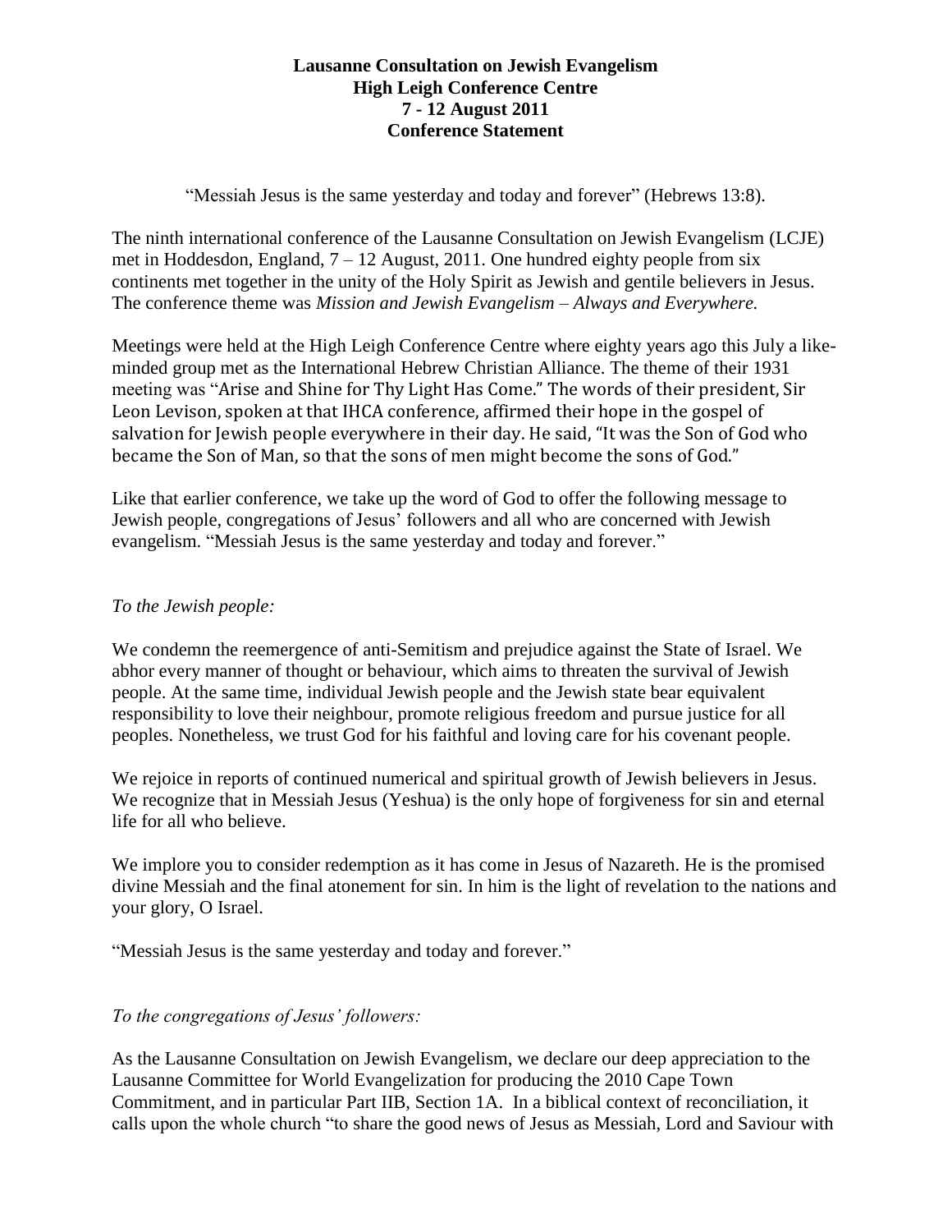**Lausanne Consultation on Jewish Evangelism**
**High Leigh Conference Centre**
**7 - 12 August 2011**
**Conference Statement**

"Messiah Jesus is the same yesterday and today and forever" (Hebrews 13:8).

The ninth international conference of the Lausanne Consultation on Jewish Evangelism (LCJE) met in Hoddesdon, England, 7 – 12 August, 2011. One hundred eighty people from six continents met together in the unity of the Holy Spirit as Jewish and gentile believers in Jesus. The conference theme was *Mission and Jewish Evangelism – Always and Everywhere.*

Meetings were held at the High Leigh Conference Centre where eighty years ago this July a like-minded group met as the International Hebrew Christian Alliance. The theme of their 1931 meeting was "Arise and Shine for Thy Light Has Come." The words of their president, Sir Leon Levison, spoken at that IHCA conference, affirmed their hope in the gospel of salvation for Jewish people everywhere in their day. He said, "It was the Son of God who became the Son of Man, so that the sons of men might become the sons of God."

Like that earlier conference, we take up the word of God to offer the following message to Jewish people, congregations of Jesus' followers and all who are concerned with Jewish evangelism. "Messiah Jesus is the same yesterday and today and forever."

*To the Jewish people:*

We condemn the reemergence of anti-Semitism and prejudice against the State of Israel. We abhor every manner of thought or behaviour, which aims to threaten the survival of Jewish people. At the same time, individual Jewish people and the Jewish state bear equivalent responsibility to love their neighbour, promote religious freedom and pursue justice for all peoples. Nonetheless, we trust God for his faithful and loving care for his covenant people.

We rejoice in reports of continued numerical and spiritual growth of Jewish believers in Jesus. We recognize that in Messiah Jesus (Yeshua) is the only hope of forgiveness for sin and eternal life for all who believe.

We implore you to consider redemption as it has come in Jesus of Nazareth. He is the promised divine Messiah and the final atonement for sin. In him is the light of revelation to the nations and your glory, O Israel.

"Messiah Jesus is the same yesterday and today and forever."

*To the congregations of Jesus' followers:*

As the Lausanne Consultation on Jewish Evangelism, we declare our deep appreciation to the Lausanne Committee for World Evangelization for producing the 2010 Cape Town Commitment, and in particular Part IIB, Section 1A. In a biblical context of reconciliation, it calls upon the whole church "to share the good news of Jesus as Messiah, Lord and Saviour with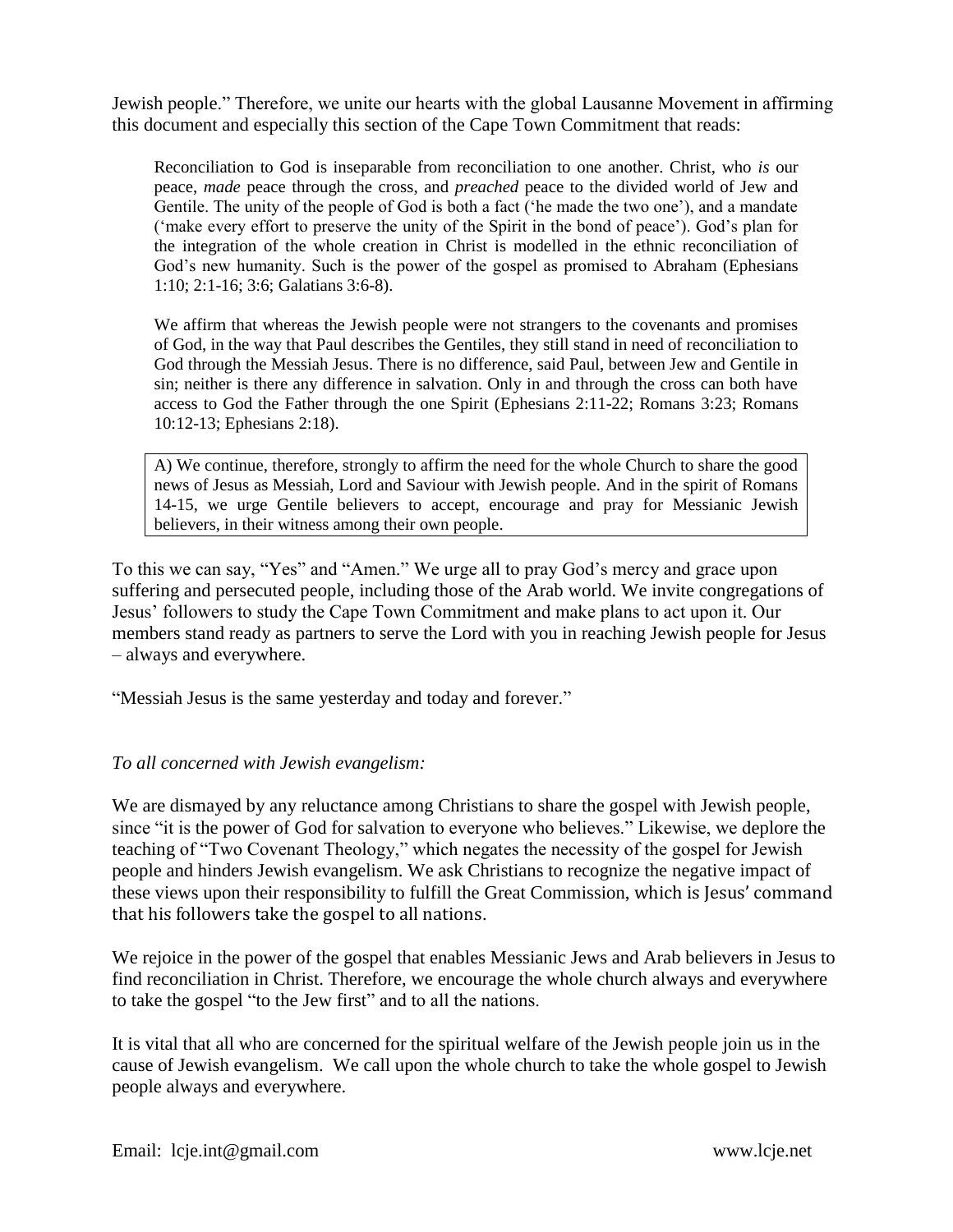Jewish people." Therefore, we unite our hearts with the global Lausanne Movement in affirming this document and especially this section of the Cape Town Commitment that reads:

> Reconciliation to God is inseparable from reconciliation to one another. Christ, who *is* our peace, *made* peace through the cross, and *preached* peace to the divided world of Jew and Gentile. The unity of the people of God is both a fact ('he made the two one'), and a mandate ('make every effort to preserve the unity of the Spirit in the bond of peace'). God's plan for the integration of the whole creation in Christ is modelled in the ethnic reconciliation of God's new humanity. Such is the power of the gospel as promised to Abraham (Ephesians 1:10; 2:1-16; 3:6; Galatians 3:6-8).
>
> We affirm that whereas the Jewish people were not strangers to the covenants and promises of God, in the way that Paul describes the Gentiles, they still stand in need of reconciliation to God through the Messiah Jesus. There is no difference, said Paul, between Jew and Gentile in sin; neither is there any difference in salvation. Only in and through the cross can both have access to God the Father through the one Spirit (Ephesians 2:11-22; Romans 3:23; Romans 10:12-13; Ephesians 2:18).
>
> A) We continue, therefore, strongly to affirm the need for the whole Church to share the good news of Jesus as Messiah, Lord and Saviour with Jewish people. And in the spirit of Romans 14-15, we urge Gentile believers to accept, encourage and pray for Messianic Jewish believers, in their witness among their own people.

To this we can say, "Yes" and "Amen." We urge all to pray God's mercy and grace upon suffering and persecuted people, including those of the Arab world. We invite congregations of Jesus' followers to study the Cape Town Commitment and make plans to act upon it. Our members stand ready as partners to serve the Lord with you in reaching Jewish people for Jesus – always and everywhere.

"Messiah Jesus is the same yesterday and today and forever."

*To all concerned with Jewish evangelism:*

We are dismayed by any reluctance among Christians to share the gospel with Jewish people, since "it is the power of God for salvation to everyone who believes." Likewise, we deplore the teaching of "Two Covenant Theology," which negates the necessity of the gospel for Jewish people and hinders Jewish evangelism. We ask Christians to recognize the negative impact of these views upon their responsibility to fulfill the Great Commission, which is Jesus' command that his followers take the gospel to all nations.

We rejoice in the power of the gospel that enables Messianic Jews and Arab believers in Jesus to find reconciliation in Christ. Therefore, we encourage the whole church always and everywhere to take the gospel "to the Jew first" and to all the nations.

It is vital that all who are concerned for the spiritual welfare of the Jewish people join us in the cause of Jewish evangelism. We call upon the whole church to take the whole gospel to Jewish people always and everywhere.

Email: lcje.int@gmail.com www.lcje.net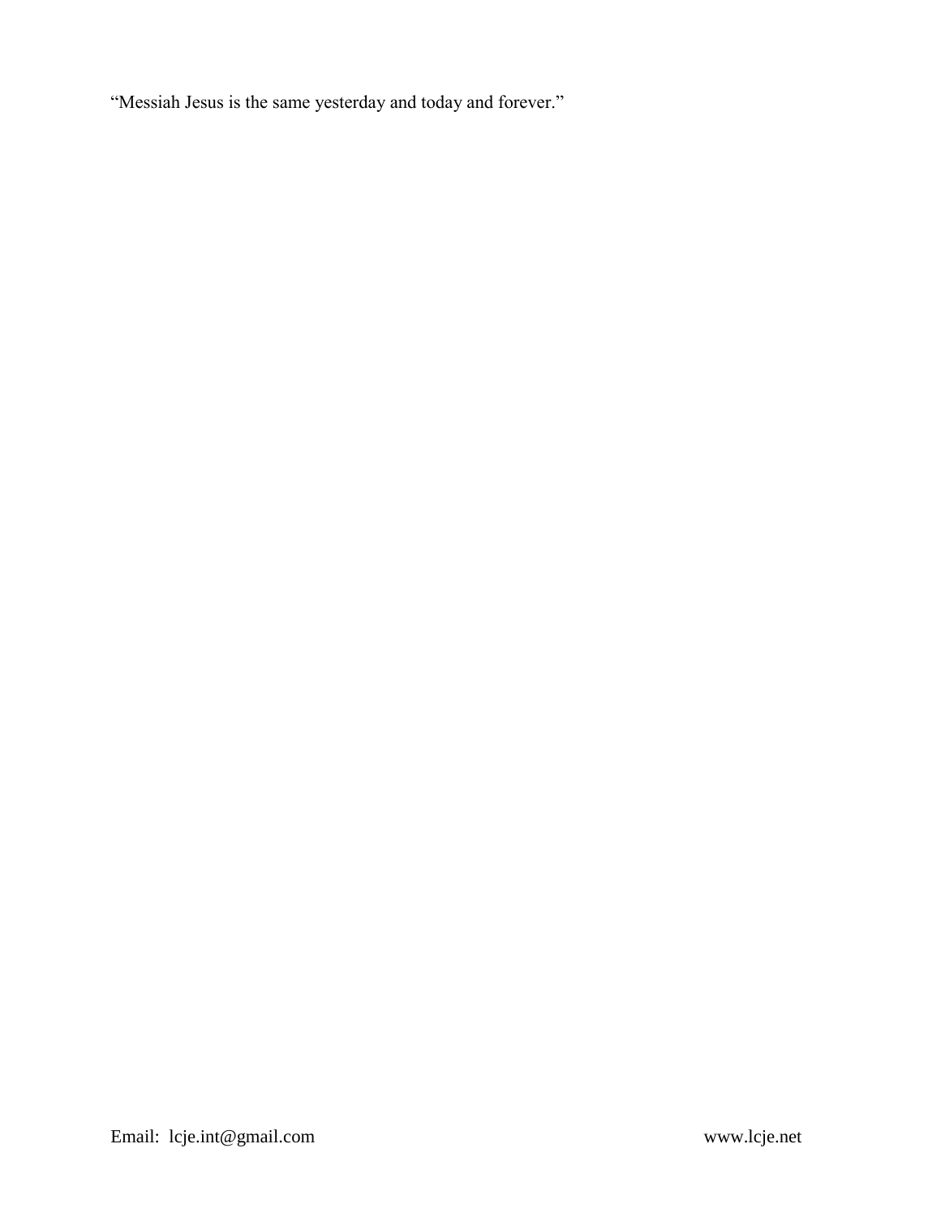"Messiah Jesus is the same yesterday and today and forever."

Email: lcje.int@gmail.com www.lcje.net